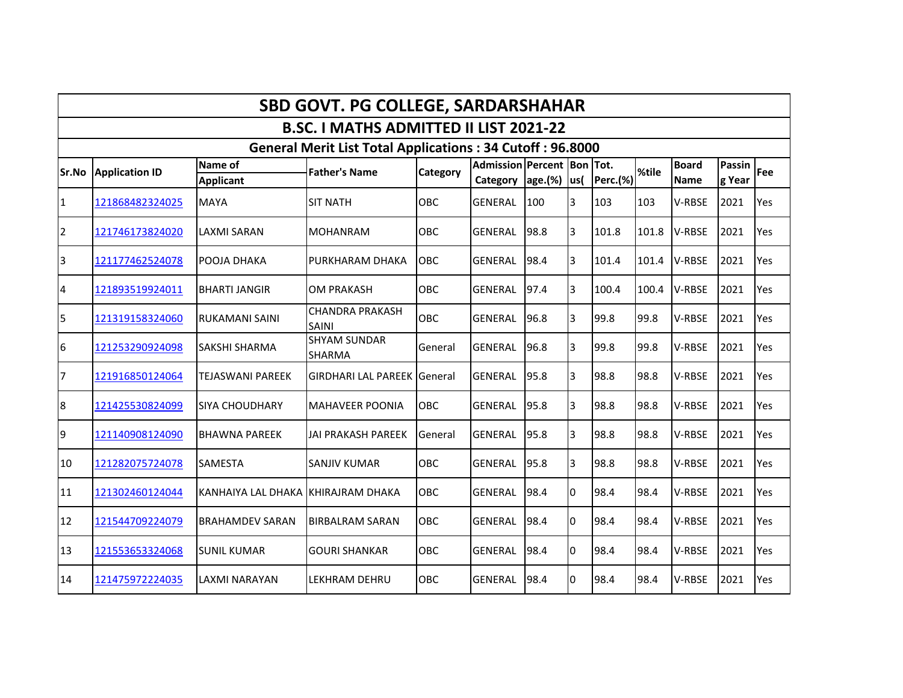# SBD GOVT. PG COLLEGE, SARDARSHAHAR

## B.SC. I MATHS ADMITTED II LIST 2021-22

### General Merit List Total Applications : 34 Cutoff : 96.8000

| Sr.No | Application ID | Name of Applicant | Father's Name | Category | Admission Category | Percentage.(%) | Bonus( | Tot. Perc.(%) | %tile | Board Name | Passing Year | Fee |
|---|---|---|---|---|---|---|---|---|---|---|---|---|
| 1 | 121868482324025 | MAYA | SIT NATH | OBC | GENERAL | 100 | 3 | 103 | 103 | V-RBSE | 2021 | Yes |
| 2 | 121746173824020 | LAXMI SARAN | MOHANRAM | OBC | GENERAL | 98.8 | 3 | 101.8 | 101.8 | V-RBSE | 2021 | Yes |
| 3 | 121177462524078 | POOJA DHAKA | PURKHARAM DHAKA | OBC | GENERAL | 98.4 | 3 | 101.4 | 101.4 | V-RBSE | 2021 | Yes |
| 4 | 121893519924011 | BHARTI JANGIR | OM PRAKASH | OBC | GENERAL | 97.4 | 3 | 100.4 | 100.4 | V-RBSE | 2021 | Yes |
| 5 | 121319158324060 | RUKAMANI SAINI | CHANDRA PRAKASH SAINI | OBC | GENERAL | 96.8 | 3 | 99.8 | 99.8 | V-RBSE | 2021 | Yes |
| 6 | 121253290924098 | SAKSHI SHARMA | SHYAM SUNDAR SHARMA | General | GENERAL | 96.8 | 3 | 99.8 | 99.8 | V-RBSE | 2021 | Yes |
| 7 | 121916850124064 | TEJASWANI PAREEK | GIRDHARI LAL PAREEK | General | GENERAL | 95.8 | 3 | 98.8 | 98.8 | V-RBSE | 2021 | Yes |
| 8 | 121425530824099 | SIYA CHOUDHARY | MAHAVEER POONIA | OBC | GENERAL | 95.8 | 3 | 98.8 | 98.8 | V-RBSE | 2021 | Yes |
| 9 | 121140908124090 | BHAWNA PAREEK | JAI PRAKASH PAREEK | General | GENERAL | 95.8 | 3 | 98.8 | 98.8 | V-RBSE | 2021 | Yes |
| 10 | 121282075724078 | SAMESTA | SANJIV KUMAR | OBC | GENERAL | 95.8 | 3 | 98.8 | 98.8 | V-RBSE | 2021 | Yes |
| 11 | 121302460124044 | KANHAIYA LAL DHAKA | KHIRAJRAM DHAKA | OBC | GENERAL | 98.4 | 0 | 98.4 | 98.4 | V-RBSE | 2021 | Yes |
| 12 | 121544709224079 | BRAHAMDEV SARAN | BIRBALRAM SARAN | OBC | GENERAL | 98.4 | 0 | 98.4 | 98.4 | V-RBSE | 2021 | Yes |
| 13 | 121553653324068 | SUNIL KUMAR | GOURI SHANKAR | OBC | GENERAL | 98.4 | 0 | 98.4 | 98.4 | V-RBSE | 2021 | Yes |
| 14 | 121475972224035 | LAXMI NARAYAN | LEKHRAM DEHRU | OBC | GENERAL | 98.4 | 0 | 98.4 | 98.4 | V-RBSE | 2021 | Yes |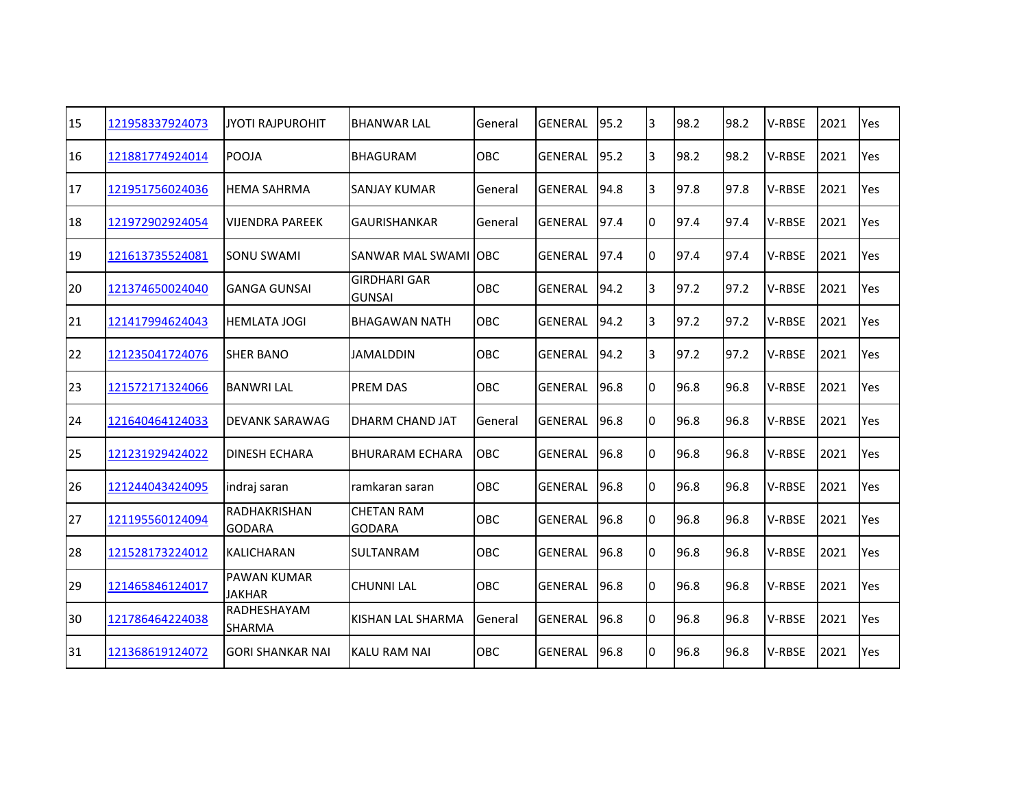| 15 | 121958337924073 | JYOTI RAJPUROHIT | BHANWAR LAL | General | GENERAL | 95.2 | 3 | 98.2 | 98.2 | V-RBSE | 2021 | Yes |
|---|---|---|---|---|---|---|---|---|---|---|---|---|
| 16 | 121881774924014 | POOJA | BHAGURAM | OBC | GENERAL | 95.2 | 3 | 98.2 | 98.2 | V-RBSE | 2021 | Yes |
| 17 | 121951756024036 | HEMA SAHRMA | SANJAY KUMAR | General | GENERAL | 94.8 | 3 | 97.8 | 97.8 | V-RBSE | 2021 | Yes |
| 18 | 121972902924054 | VIJENDRA PAREEK | GAURISHANKAR | General | GENERAL | 97.4 | 0 | 97.4 | 97.4 | V-RBSE | 2021 | Yes |
| 19 | 121613735524081 | SONU SWAMI | SANWAR MAL SWAMI | OBC | GENERAL | 97.4 | 0 | 97.4 | 97.4 | V-RBSE | 2021 | Yes |
| 20 | 121374650024040 | GANGA GUNSAI | GIRDHARI GAR GUNSAI | OBC | GENERAL | 94.2 | 3 | 97.2 | 97.2 | V-RBSE | 2021 | Yes |
| 21 | 121417994624043 | HEMLATA JOGI | BHAGAWAN NATH | OBC | GENERAL | 94.2 | 3 | 97.2 | 97.2 | V-RBSE | 2021 | Yes |
| 22 | 121235041724076 | SHER BANO | JAMALDDIN | OBC | GENERAL | 94.2 | 3 | 97.2 | 97.2 | V-RBSE | 2021 | Yes |
| 23 | 121572171324066 | BANWRI LAL | PREM DAS | OBC | GENERAL | 96.8 | 0 | 96.8 | 96.8 | V-RBSE | 2021 | Yes |
| 24 | 121640464124033 | DEVANK SARAWAG | DHARM CHAND JAT | General | GENERAL | 96.8 | 0 | 96.8 | 96.8 | V-RBSE | 2021 | Yes |
| 25 | 121231929424022 | DINESH ECHARA | BHURARAM ECHARA | OBC | GENERAL | 96.8 | 0 | 96.8 | 96.8 | V-RBSE | 2021 | Yes |
| 26 | 121244043424095 | indraj saran | ramkaran saran | OBC | GENERAL | 96.8 | 0 | 96.8 | 96.8 | V-RBSE | 2021 | Yes |
| 27 | 121195560124094 | RADHAKRISHAN GODARA | CHETAN RAM GODARA | OBC | GENERAL | 96.8 | 0 | 96.8 | 96.8 | V-RBSE | 2021 | Yes |
| 28 | 121528173224012 | KALICHARAN | SULTANRAM | OBC | GENERAL | 96.8 | 0 | 96.8 | 96.8 | V-RBSE | 2021 | Yes |
| 29 | 121465846124017 | PAWAN KUMAR JAKHAR | CHUNNI LAL | OBC | GENERAL | 96.8 | 0 | 96.8 | 96.8 | V-RBSE | 2021 | Yes |
| 30 | 121786464224038 | RADHESHAYAM SHARMA | KISHAN LAL SHARMA | General | GENERAL | 96.8 | 0 | 96.8 | 96.8 | V-RBSE | 2021 | Yes |
| 31 | 121368619124072 | GORI SHANKAR NAI | KALU RAM NAI | OBC | GENERAL | 96.8 | 0 | 96.8 | 96.8 | V-RBSE | 2021 | Yes |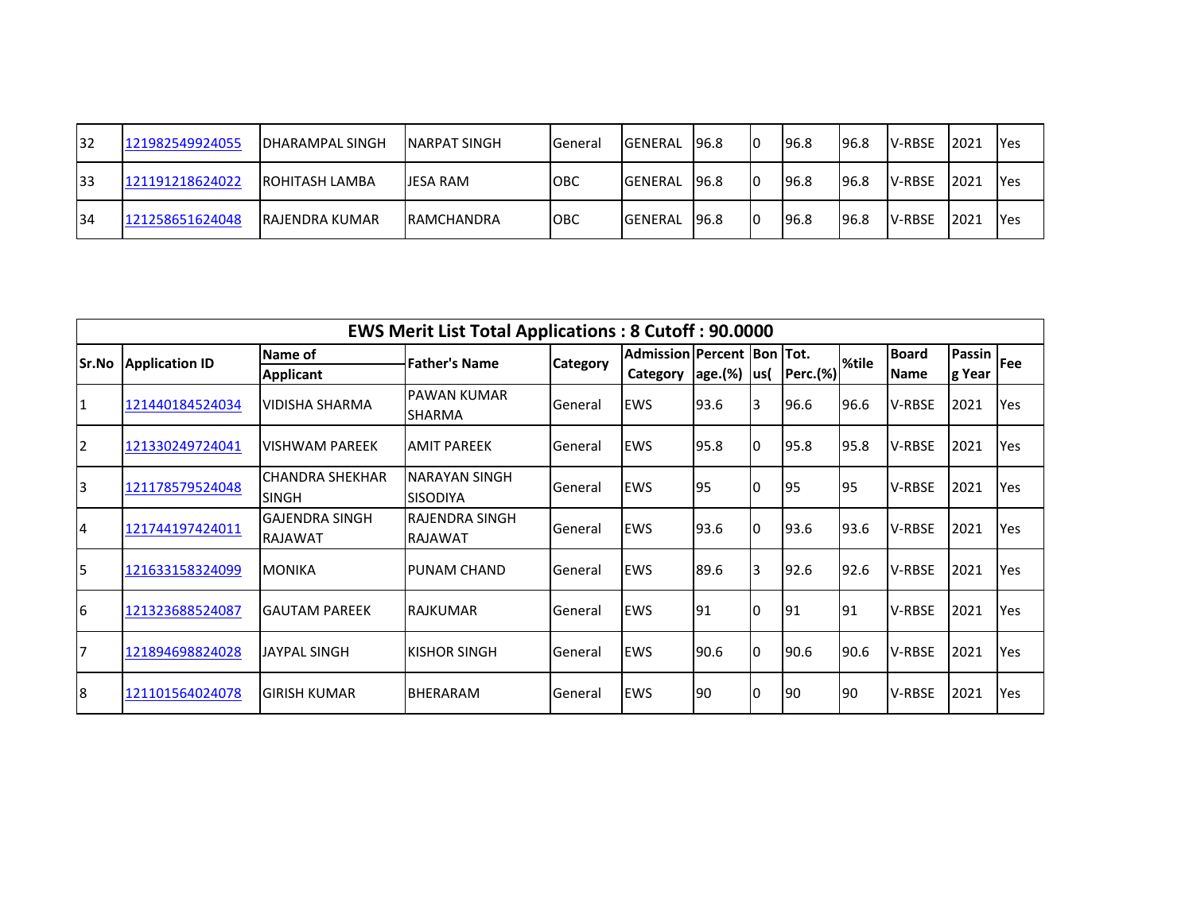| 32 | 121982549924055 | DHARAMPAL SINGH | NARPAT SINGH | General | GENERAL | 96.8 | 0 | 96.8 | 96.8 | V-RBSE | 2021 | Yes |
|---|---|---|---|---|---|---|---|---|---|---|---|---|
| 33 | 121191218624022 | ROHITASH LAMBA | JESA RAM | OBC | GENERAL | 96.8 | 0 | 96.8 | 96.8 | V-RBSE | 2021 | Yes |
| 34 | 121258651624048 | RAJENDRA KUMAR | RAMCHANDRA | OBC | GENERAL | 96.8 | 0 | 96.8 | 96.8 | V-RBSE | 2021 | Yes |

**EWS Merit List Total Applications : 8 Cutoff : 90.0000**

| Sr.No | Application ID | Name of Applicant | Father's Name | Category | Admission Category | Percentage.(%) | Bonus( | Tot. Perc.(%) | %tile | Board Name | Passing Year | Fee |
|---|---|---|---|---|---|---|---|---|---|---|---|---|
| 1 | 121440184524034 | VIDISHA SHARMA | PAWAN KUMAR SHARMA | General | EWS | 93.6 | 3 | 96.6 | 96.6 | V-RBSE | 2021 | Yes |
| 2 | 121330249724041 | VISHWAM PAREEK | AMIT PAREEK | General | EWS | 95.8 | 0 | 95.8 | 95.8 | V-RBSE | 2021 | Yes |
| 3 | 121178579524048 | CHANDRA SHEKHAR SINGH | NARAYAN SINGH SISODIYA | General | EWS | 95 | 0 | 95 | 95 | V-RBSE | 2021 | Yes |
| 4 | 121744197424011 | GAJENDRA SINGH RAJAWAT | RAJENDRA SINGH RAJAWAT | General | EWS | 93.6 | 0 | 93.6 | 93.6 | V-RBSE | 2021 | Yes |
| 5 | 121633158324099 | MONIKA | PUNAM CHAND | General | EWS | 89.6 | 3 | 92.6 | 92.6 | V-RBSE | 2021 | Yes |
| 6 | 121323688524087 | GAUTAM PAREEK | RAJKUMAR | General | EWS | 91 | 0 | 91 | 91 | V-RBSE | 2021 | Yes |
| 7 | 121894698824028 | JAYPAL SINGH | KISHOR SINGH | General | EWS | 90.6 | 0 | 90.6 | 90.6 | V-RBSE | 2021 | Yes |
| 8 | 121101564024078 | GIRISH KUMAR | BHERARAM | General | EWS | 90 | 0 | 90 | 90 | V-RBSE | 2021 | Yes |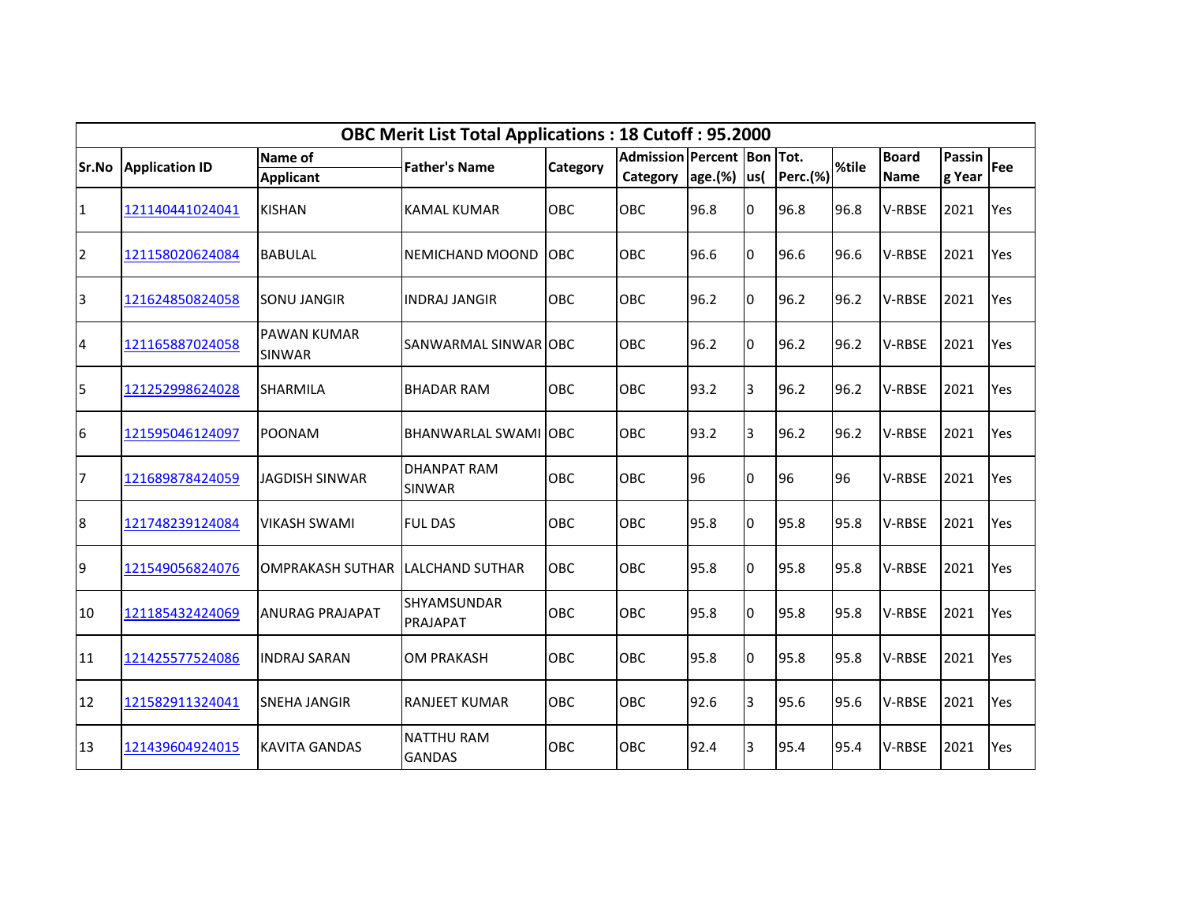| OBC Merit List Total Applications : 18 Cutoff : 95.2000 | | | | | | | | | | | | | |
|---|---|---|---|---|---|---|---|---|---|---|---|---|---|
| Sr.No | Application ID | Name of Applicant | Father's Name | Category | Admission Category | Percentage.(%) | Bonus( | Tot. Perc.(%) | %tile | Board Name | Passing Year | Fee |
| 1 | 121140441024041 | KISHAN | KAMAL KUMAR | OBC | OBC | 96.8 | 0 | 96.8 | 96.8 | V-RBSE | 2021 | Yes |
| 2 | 121158020624084 | BABULAL | NEMICHAND MOOND | OBC | OBC | 96.6 | 0 | 96.6 | 96.6 | V-RBSE | 2021 | Yes |
| 3 | 121624850824058 | SONU JANGIR | INDRAJ JANGIR | OBC | OBC | 96.2 | 0 | 96.2 | 96.2 | V-RBSE | 2021 | Yes |
| 4 | 121165887024058 | PAWAN KUMAR SINWAR | SANWARMAL SINWAR | OBC | OBC | 96.2 | 0 | 96.2 | 96.2 | V-RBSE | 2021 | Yes |
| 5 | 121252998624028 | SHARMILA | BHADAR RAM | OBC | OBC | 93.2 | 3 | 96.2 | 96.2 | V-RBSE | 2021 | Yes |
| 6 | 121595046124097 | POONAM | BHANWARLAL SWAMI | OBC | OBC | 93.2 | 3 | 96.2 | 96.2 | V-RBSE | 2021 | Yes |
| 7 | 121689878424059 | JAGDISH SINWAR | DHANPAT RAM SINWAR | OBC | OBC | 96 | 0 | 96 | 96 | V-RBSE | 2021 | Yes |
| 8 | 121748239124084 | VIKASH SWAMI | FUL DAS | OBC | OBC | 95.8 | 0 | 95.8 | 95.8 | V-RBSE | 2021 | Yes |
| 9 | 121549056824076 | OMPRAKASH SUTHAR | LALCHAND SUTHAR | OBC | OBC | 95.8 | 0 | 95.8 | 95.8 | V-RBSE | 2021 | Yes |
| 10 | 121185432424069 | ANURAG PRAJAPAT | SHYAMSUNDAR PRAJAPAT | OBC | OBC | 95.8 | 0 | 95.8 | 95.8 | V-RBSE | 2021 | Yes |
| 11 | 121425577524086 | INDRAJ SARAN | OM PRAKASH | OBC | OBC | 95.8 | 0 | 95.8 | 95.8 | V-RBSE | 2021 | Yes |
| 12 | 121582911324041 | SNEHA JANGIR | RANJEET KUMAR | OBC | OBC | 92.6 | 3 | 95.6 | 95.6 | V-RBSE | 2021 | Yes |
| 13 | 121439604924015 | KAVITA GANDAS | NATTHU RAM GANDAS | OBC | OBC | 92.4 | 3 | 95.4 | 95.4 | V-RBSE | 2021 | Yes |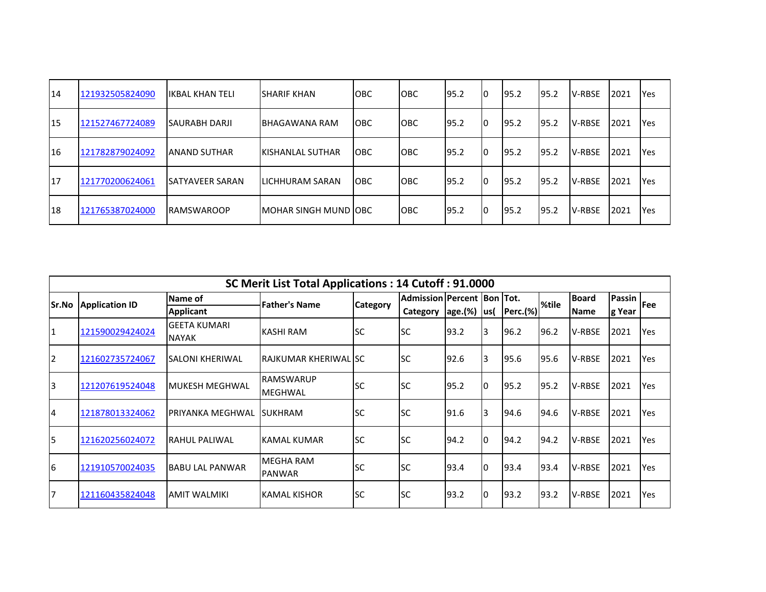| 14 | 121932505824090 | IKBAL KHAN TELI | SHARIF KHAN | OBC | OBC | 95.2 | 0 | 95.2 | 95.2 | V-RBSE | 2021 | Yes |
|---|---|---|---|---|---|---|---|---|---|---|---|---|
| 15 | 121527467724089 | SAURABH DARJI | BHAGAWANA RAM | OBC | OBC | 95.2 | 0 | 95.2 | 95.2 | V-RBSE | 2021 | Yes |
| 16 | 121782879024092 | ANAND SUTHAR | KISHANLAL SUTHAR | OBC | OBC | 95.2 | 0 | 95.2 | 95.2 | V-RBSE | 2021 | Yes |
| 17 | 121770200624061 | SATYAVEER SARAN | LICHHURAM SARAN | OBC | OBC | 95.2 | 0 | 95.2 | 95.2 | V-RBSE | 2021 | Yes |
| 18 | 121765387024000 | RAMSWAROOP | MOHAR SINGH MUND | OBC | OBC | 95.2 | 0 | 95.2 | 95.2 | V-RBSE | 2021 | Yes |

**SC Merit List Total Applications : 14 Cutoff : 91.0000**

| Sr.No | Application ID | Name of Applicant | Father's Name | Category | Admission Category | Percentage.(%) | Bonus( | Tot. Perc.(%) | %tile | Board Name | Passing Year | Fee |
|---|---|---|---|---|---|---|---|---|---|---|---|---|
| 1 | 121590029424024 | GEETA KUMARI NAYAK | KASHI RAM | SC | SC | 93.2 | 3 | 96.2 | 96.2 | V-RBSE | 2021 | Yes |
| 2 | 121602735724067 | SALONI KHERIWAL | RAJKUMAR KHERIWAL | SC | SC | 92.6 | 3 | 95.6 | 95.6 | V-RBSE | 2021 | Yes |
| 3 | 121207619524048 | MUKESH MEGHWAL | RAMSWARUP MEGHWAL | SC | SC | 95.2 | 0 | 95.2 | 95.2 | V-RBSE | 2021 | Yes |
| 4 | 121878013324062 | PRIYANKA MEGHWAL | SUKHRAM | SC | SC | 91.6 | 3 | 94.6 | 94.6 | V-RBSE | 2021 | Yes |
| 5 | 121620256024072 | RAHUL PALIWAL | KAMAL KUMAR | SC | SC | 94.2 | 0 | 94.2 | 94.2 | V-RBSE | 2021 | Yes |
| 6 | 121910570024035 | BABU LAL PANWAR | MEGHA RAM PANWAR | SC | SC | 93.4 | 0 | 93.4 | 93.4 | V-RBSE | 2021 | Yes |
| 7 | 121160435824048 | AMIT WALMIKI | KAMAL KISHOR | SC | SC | 93.2 | 0 | 93.2 | 93.2 | V-RBSE | 2021 | Yes |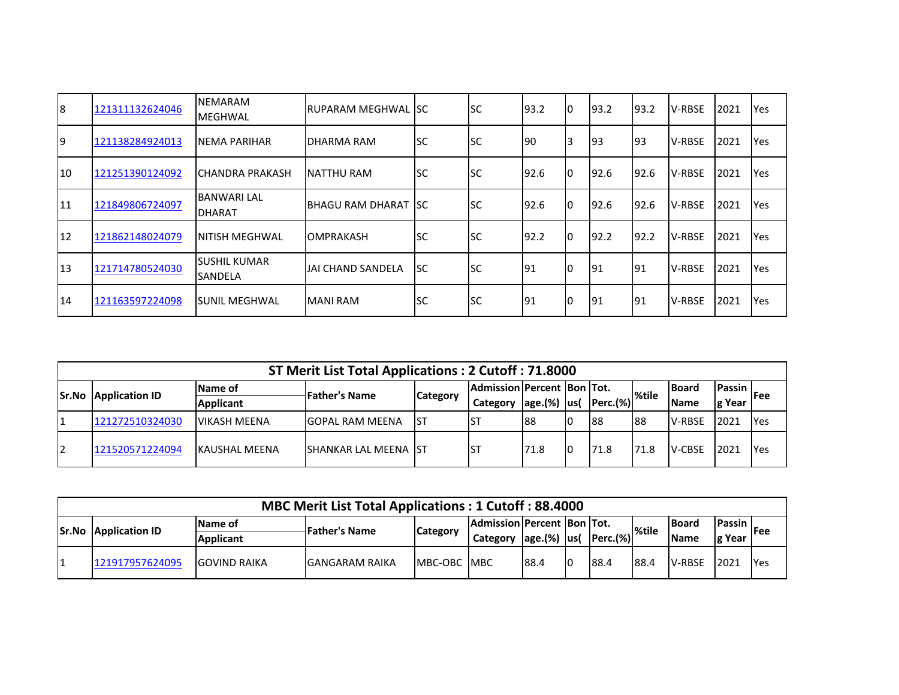| 8 | 121311132624046 | NEMARAM MEGHWAL | RUPARAM MEGHWAL | SC | SC | 93.2 | 0 | 93.2 | 93.2 | V-RBSE | 2021 | Yes |
|---|---|---|---|---|---|---|---|---|---|---|---|---|
| 9 | 121138284924013 | NEMA PARIHAR | DHARMA RAM | SC | SC | 90 | 3 | 93 | 93 | V-RBSE | 2021 | Yes |
| 10 | 121251390124092 | CHANDRA PRAKASH | NATTHU RAM | SC | SC | 92.6 | 0 | 92.6 | 92.6 | V-RBSE | 2021 | Yes |
| 11 | 121849806724097 | BANWARI LAL DHARAT | BHAGU RAM DHARAT | SC | SC | 92.6 | 0 | 92.6 | 92.6 | V-RBSE | 2021 | Yes |
| 12 | 121862148024079 | NITISH MEGHWAL | OMPRAKASH | SC | SC | 92.2 | 0 | 92.2 | 92.2 | V-RBSE | 2021 | Yes |
| 13 | 121714780524030 | SUSHIL KUMAR SANDELA | JAI CHAND SANDELA | SC | SC | 91 | 0 | 91 | 91 | V-RBSE | 2021 | Yes |
| 14 | 121163597224098 | SUNIL MEGHWAL | MANI RAM | SC | SC | 91 | 0 | 91 | 91 | V-RBSE | 2021 | Yes |

## ST Merit List Total Applications : 2 Cutoff : 71.8000

| Sr.No | Application ID | Name of Applicant | Father's Name | Category | Admission Category | Percentage.(%) | Bonus( | Tot. Perc.(%) | %tile | Board Name | Passing Year | Fee |
|---|---|---|---|---|---|---|---|---|---|---|---|---|
| 1 | 121272510324030 | VIKASH MEENA | GOPAL RAM MEENA | ST | ST | 88 | 0 | 88 | 88 | V-RBSE | 2021 | Yes |
| 2 | 121520571224094 | KAUSHAL MEENA | SHANKAR LAL MEENA | ST | ST | 71.8 | 0 | 71.8 | 71.8 | V-CBSE | 2021 | Yes |

## MBC Merit List Total Applications : 1 Cutoff : 88.4000

| Sr.No | Application ID | Name of Applicant | Father's Name | Category | Admission Category | Percentage.(%) | Bonus( | Tot. Perc.(%) | %tile | Board Name | Passing Year | Fee |
|---|---|---|---|---|---|---|---|---|---|---|---|---|
| 1 | 121917957624095 | GOVIND RAIKA | GANGARAM RAIKA | MBC-OBC | MBC | 88.4 | 0 | 88.4 | 88.4 | V-RBSE | 2021 | Yes |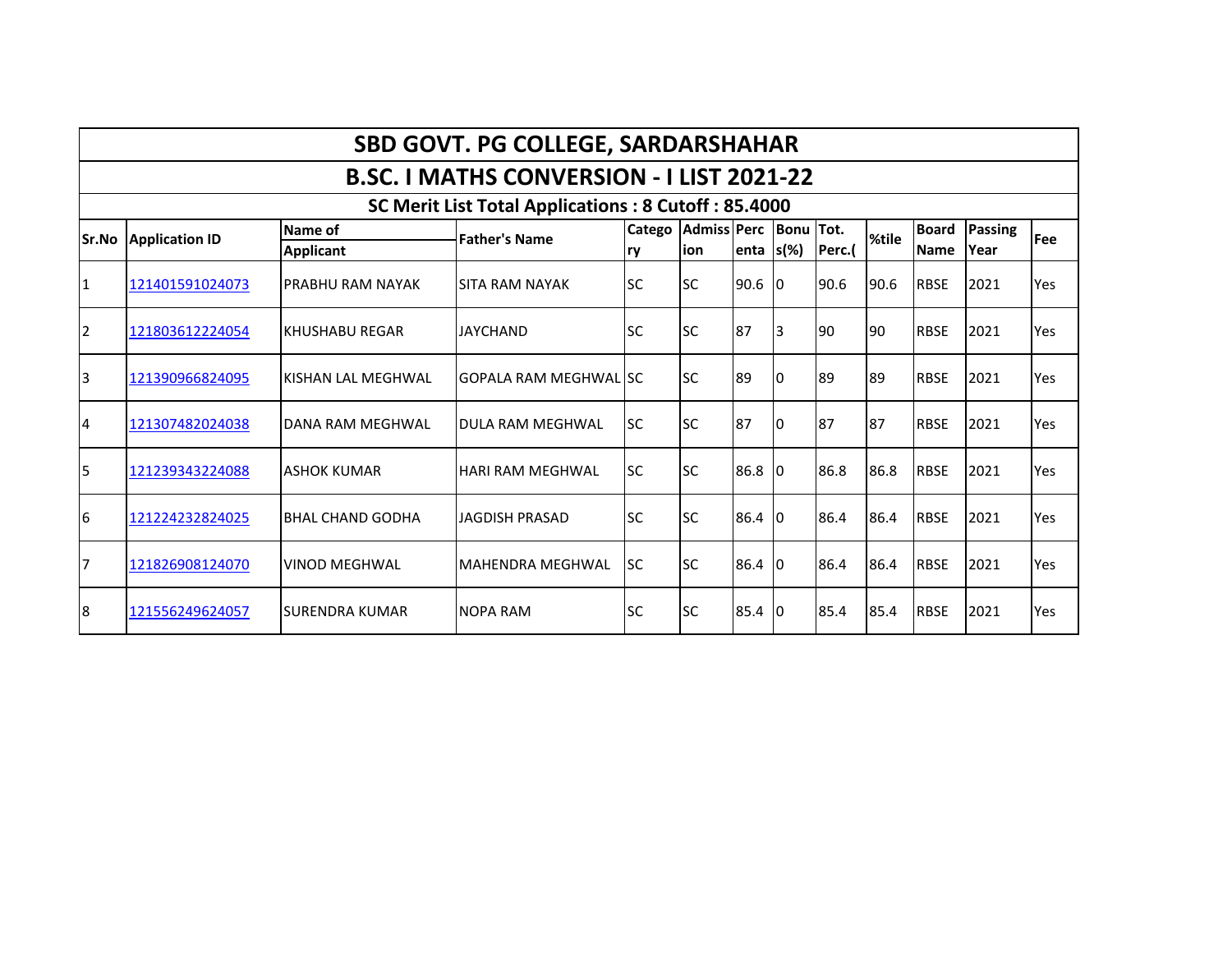# SBD GOVT. PG COLLEGE, SARDARSHAHAR

## B.SC. I MATHS CONVERSION - I LIST 2021-22

### SC Merit List Total Applications : 8 Cutoff : 85.4000

| Sr.No | Application ID | Name of Applicant | Father's Name | Category | Admission | Percenta | Bonus(%) | Tot. Perc.( | %tile | Board Name | Passing Year | Fee |
|---|---|---|---|---|---|---|---|---|---|---|---|---|
| 1 | 121401591024073 | PRABHU RAM NAYAK | SITA RAM NAYAK | SC | SC | 90.6 | 0 | 90.6 | 90.6 | RBSE | 2021 | Yes |
| 2 | 121803612224054 | KHUSHABU REGAR | JAYCHAND | SC | SC | 87 | 3 | 90 | 90 | RBSE | 2021 | Yes |
| 3 | 121390966824095 | KISHAN LAL MEGHWAL | GOPALA RAM MEGHWAL | SC | SC | 89 | 0 | 89 | 89 | RBSE | 2021 | Yes |
| 4 | 121307482024038 | DANA RAM MEGHWAL | DULA RAM MEGHWAL | SC | SC | 87 | 0 | 87 | 87 | RBSE | 2021 | Yes |
| 5 | 121239343224088 | ASHOK KUMAR | HARI RAM MEGHWAL | SC | SC | 86.8 | 0 | 86.8 | 86.8 | RBSE | 2021 | Yes |
| 6 | 121224232824025 | BHAL CHAND GODHA | JAGDISH PRASAD | SC | SC | 86.4 | 0 | 86.4 | 86.4 | RBSE | 2021 | Yes |
| 7 | 121826908124070 | VINOD MEGHWAL | MAHENDRA MEGHWAL | SC | SC | 86.4 | 0 | 86.4 | 86.4 | RBSE | 2021 | Yes |
| 8 | 121556249624057 | SURENDRA KUMAR | NOPA RAM | SC | SC | 85.4 | 0 | 85.4 | 85.4 | RBSE | 2021 | Yes |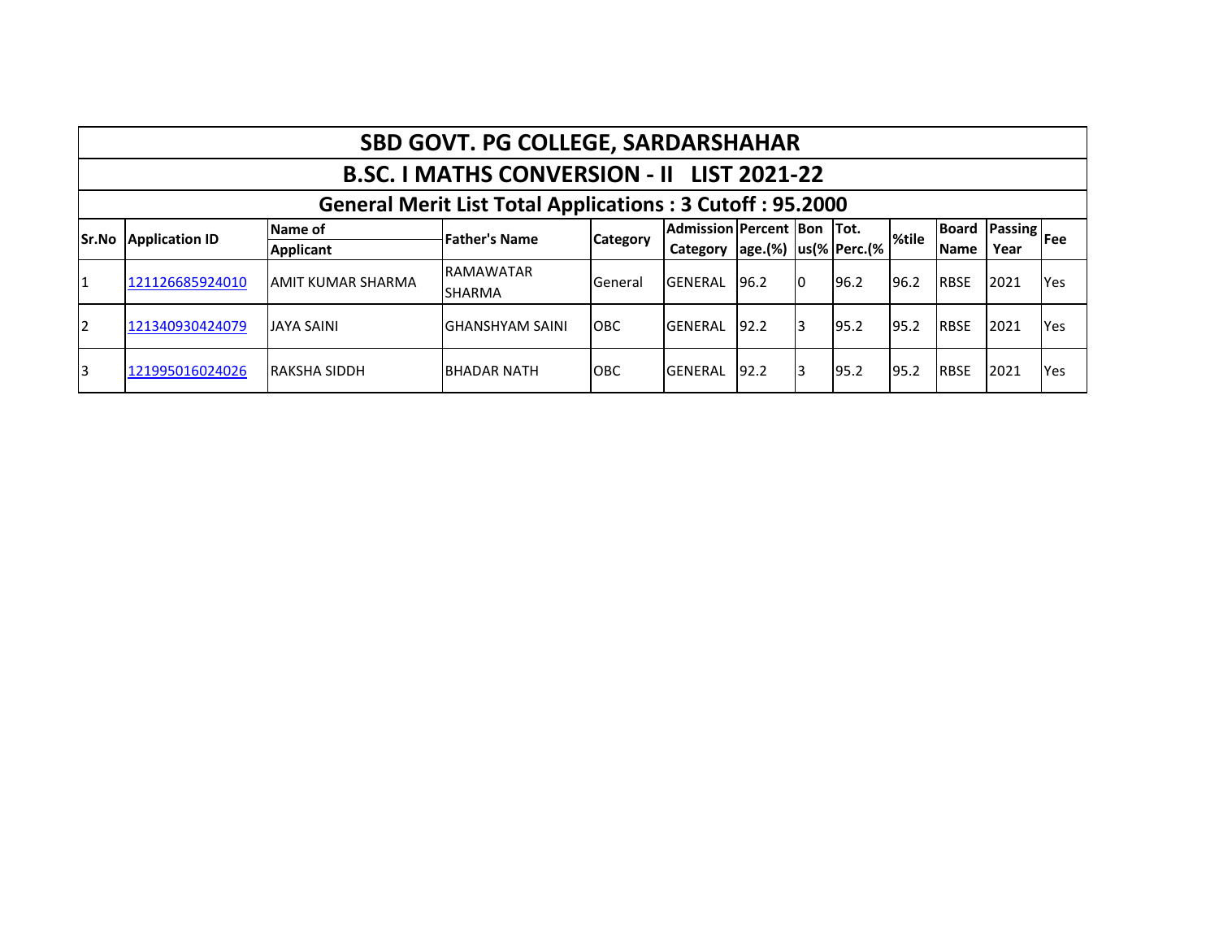# SBD GOVT. PG COLLEGE, SARDARSHAHAR

## B.SC. I MATHS CONVERSION - II LIST 2021-22

### General Merit List Total Applications : 3 Cutoff : 95.2000

| Sr.No | Application ID | Name of Applicant | Father's Name | Category | Admission Category | Percentage.(%) | Bonus(% | Tot. Perc.(% | %tile | Board Name | Passing Year | Fee |
|---|---|---|---|---|---|---|---|---|---|---|---|---|
| 1 | 121126685924010 | AMIT KUMAR SHARMA | RAMAWATAR SHARMA | General | GENERAL | 96.2 | 0 | 96.2 | 96.2 | RBSE | 2021 | Yes |
| 2 | 121340930424079 | JAYA SAINI | GHANSHYAM SAINI | OBC | GENERAL | 92.2 | 3 | 95.2 | 95.2 | RBSE | 2021 | Yes |
| 3 | 121995016024026 | RAKSHA SIDDH | BHADAR NATH | OBC | GENERAL | 92.2 | 3 | 95.2 | 95.2 | RBSE | 2021 | Yes |